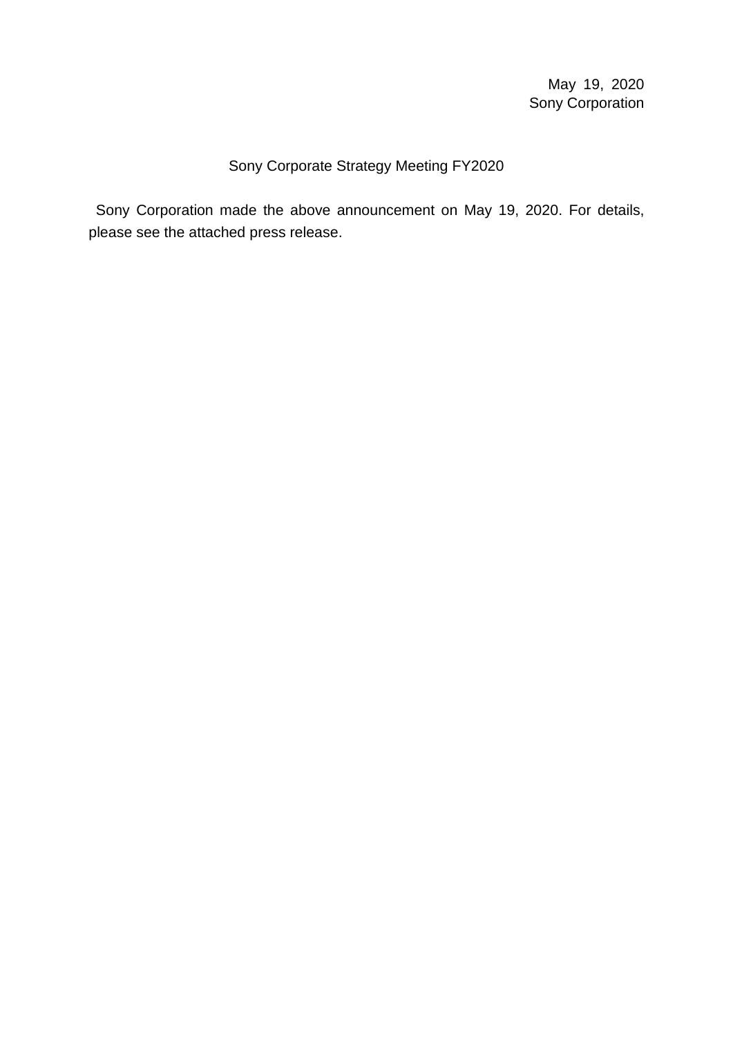May 19, 2020
Sony Corporation

# Sony Corporate Strategy Meeting FY2020

Sony Corporation made the above announcement on May 19, 2020. For details, please see the attached press release.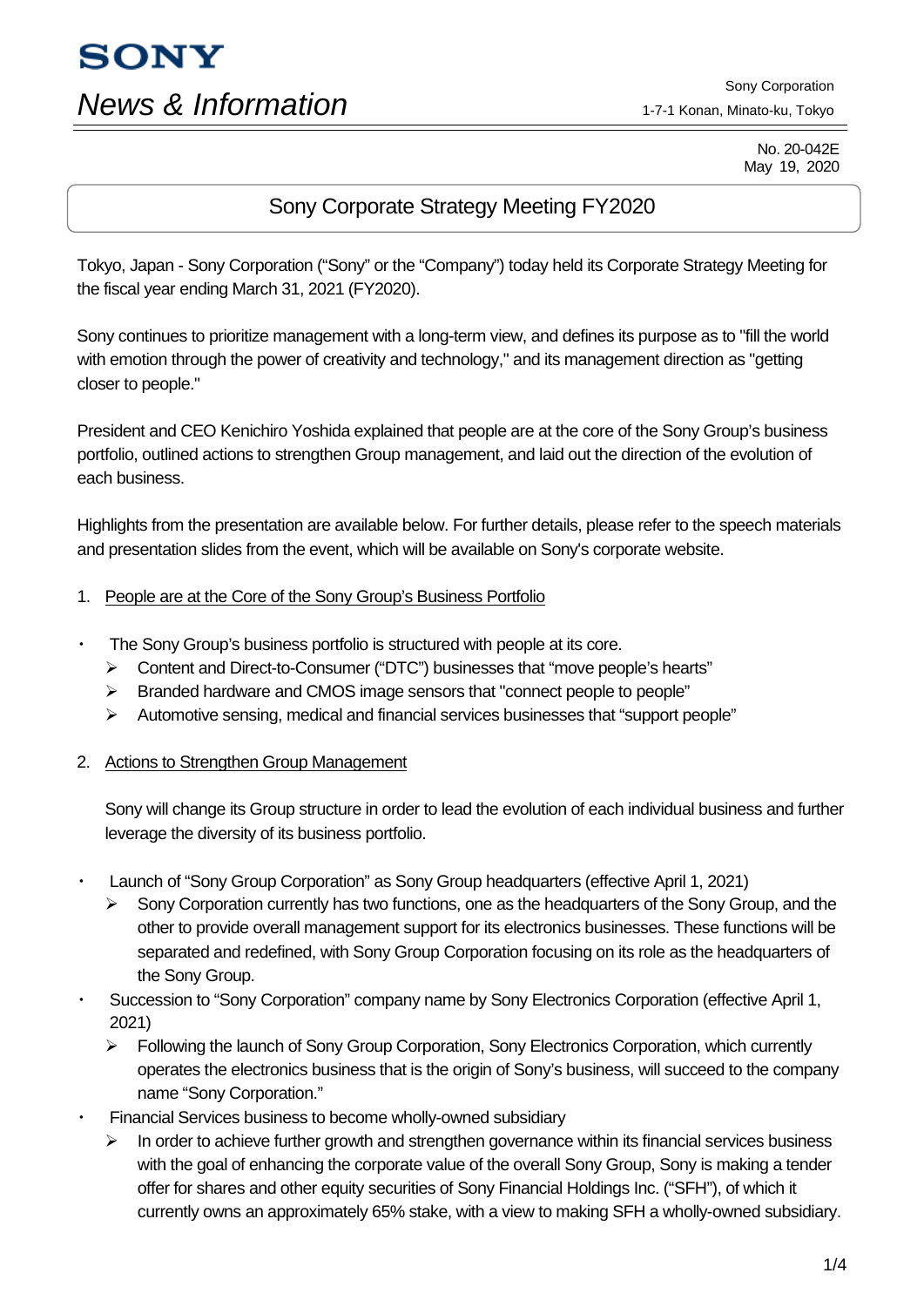**SONY**

*News & Information*

Sony Corporation
1-7-1 Konan, Minato-ku, Tokyo

No. 20-042E
May 19, 2020

# Sony Corporate Strategy Meeting FY2020

Tokyo, Japan - Sony Corporation ("Sony" or the "Company") today held its Corporate Strategy Meeting for the fiscal year ending March 31, 2021 (FY2020).

Sony continues to prioritize management with a long-term view, and defines its purpose as to "fill the world with emotion through the power of creativity and technology," and its management direction as "getting closer to people."

President and CEO Kenichiro Yoshida explained that people are at the core of the Sony Group's business portfolio, outlined actions to strengthen Group management, and laid out the direction of the evolution of each business.

Highlights from the presentation are available below. For further details, please refer to the speech materials and presentation slides from the event, which will be available on Sony's corporate website.

## 1. People are at the Core of the Sony Group's Business Portfolio

- The Sony Group's business portfolio is structured with people at its core.
  - Content and Direct-to-Consumer ("DTC") businesses that "move people's hearts"
  - Branded hardware and CMOS image sensors that "connect people to people"
  - Automotive sensing, medical and financial services businesses that "support people"

## 2. Actions to Strengthen Group Management

Sony will change its Group structure in order to lead the evolution of each individual business and further leverage the diversity of its business portfolio.

- Launch of "Sony Group Corporation" as Sony Group headquarters (effective April 1, 2021)
  - Sony Corporation currently has two functions, one as the headquarters of the Sony Group, and the other to provide overall management support for its electronics businesses. These functions will be separated and redefined, with Sony Group Corporation focusing on its role as the headquarters of the Sony Group.
- Succession to "Sony Corporation" company name by Sony Electronics Corporation (effective April 1, 2021)
  - Following the launch of Sony Group Corporation, Sony Electronics Corporation, which currently operates the electronics business that is the origin of Sony's business, will succeed to the company name "Sony Corporation."
- Financial Services business to become wholly-owned subsidiary
  - In order to achieve further growth and strengthen governance within its financial services business with the goal of enhancing the corporate value of the overall Sony Group, Sony is making a tender offer for shares and other equity securities of Sony Financial Holdings Inc. ("SFH"), of which it currently owns an approximately 65% stake, with a view to making SFH a wholly-owned subsidiary.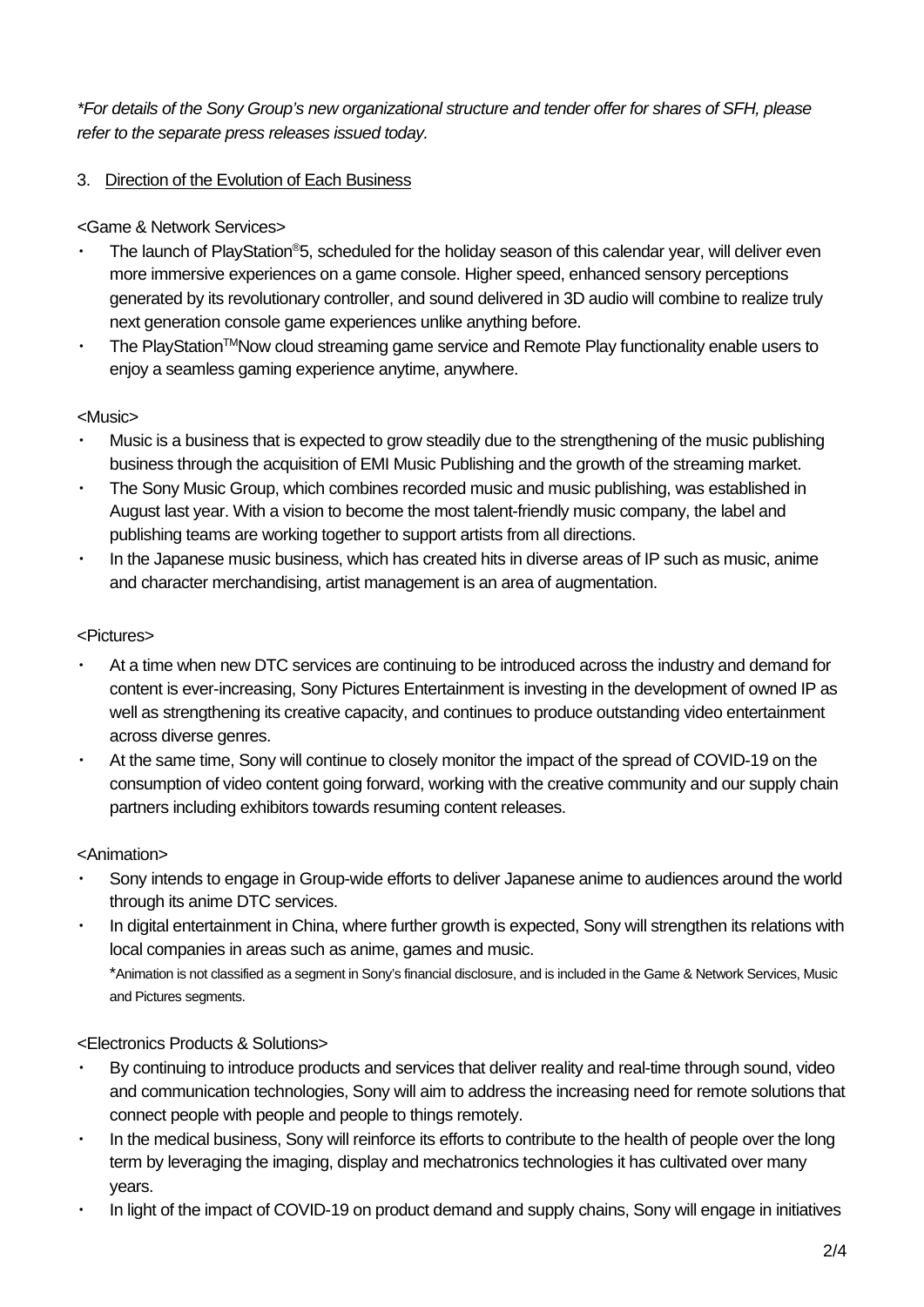*\*For details of the Sony Group's new organizational structure and tender offer for shares of SFH, please refer to the separate press releases issued today.*

### 3. Direction of the Evolution of Each Business

<Game & Network Services>

- The launch of PlayStation®5, scheduled for the holiday season of this calendar year, will deliver even more immersive experiences on a game console. Higher speed, enhanced sensory perceptions generated by its revolutionary controller, and sound delivered in 3D audio will combine to realize truly next generation console game experiences unlike anything before.
- The PlayStation™Now cloud streaming game service and Remote Play functionality enable users to enjoy a seamless gaming experience anytime, anywhere.

<Music>

- Music is a business that is expected to grow steadily due to the strengthening of the music publishing business through the acquisition of EMI Music Publishing and the growth of the streaming market.
- The Sony Music Group, which combines recorded music and music publishing, was established in August last year. With a vision to become the most talent-friendly music company, the label and publishing teams are working together to support artists from all directions.
- In the Japanese music business, which has created hits in diverse areas of IP such as music, anime and character merchandising, artist management is an area of augmentation.

<Pictures>

- At a time when new DTC services are continuing to be introduced across the industry and demand for content is ever-increasing, Sony Pictures Entertainment is investing in the development of owned IP as well as strengthening its creative capacity, and continues to produce outstanding video entertainment across diverse genres.
- At the same time, Sony will continue to closely monitor the impact of the spread of COVID-19 on the consumption of video content going forward, working with the creative community and our supply chain partners including exhibitors towards resuming content releases.

<Animation>

- Sony intends to engage in Group-wide efforts to deliver Japanese anime to audiences around the world through its anime DTC services.
- In digital entertainment in China, where further growth is expected, Sony will strengthen its relations with local companies in areas such as anime, games and music.

  \*Animation is not classified as a segment in Sony's financial disclosure, and is included in the Game & Network Services, Music and Pictures segments.

<Electronics Products & Solutions>

- By continuing to introduce products and services that deliver reality and real-time through sound, video and communication technologies, Sony will aim to address the increasing need for remote solutions that connect people with people and people to things remotely.
- In the medical business, Sony will reinforce its efforts to contribute to the health of people over the long term by leveraging the imaging, display and mechatronics technologies it has cultivated over many years.
- In light of the impact of COVID-19 on product demand and supply chains, Sony will engage in initiatives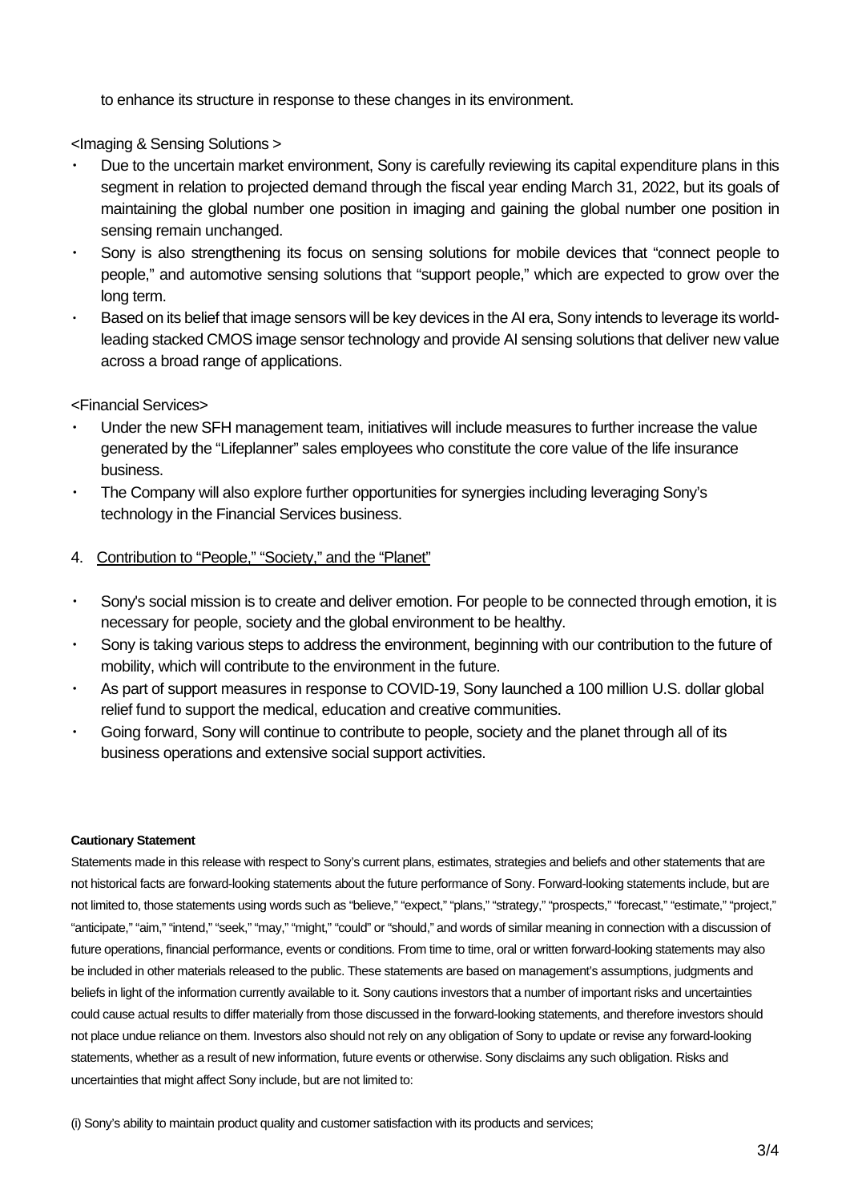to enhance its structure in response to these changes in its environment.

<Imaging & Sensing Solutions >

- Due to the uncertain market environment, Sony is carefully reviewing its capital expenditure plans in this segment in relation to projected demand through the fiscal year ending March 31, 2022, but its goals of maintaining the global number one position in imaging and gaining the global number one position in sensing remain unchanged.
- Sony is also strengthening its focus on sensing solutions for mobile devices that "connect people to people," and automotive sensing solutions that "support people," which are expected to grow over the long term.
- Based on its belief that image sensors will be key devices in the AI era, Sony intends to leverage its world-leading stacked CMOS image sensor technology and provide AI sensing solutions that deliver new value across a broad range of applications.

<Financial Services>

- Under the new SFH management team, initiatives will include measures to further increase the value generated by the "Lifeplanner" sales employees who constitute the core value of the life insurance business.
- The Company will also explore further opportunities for synergies including leveraging Sony's technology in the Financial Services business.

4. Contribution to "People," "Society," and the "Planet"

- Sony's social mission is to create and deliver emotion. For people to be connected through emotion, it is necessary for people, society and the global environment to be healthy.
- Sony is taking various steps to address the environment, beginning with our contribution to the future of mobility, which will contribute to the environment in the future.
- As part of support measures in response to COVID-19, Sony launched a 100 million U.S. dollar global relief fund to support the medical, education and creative communities.
- Going forward, Sony will continue to contribute to people, society and the planet through all of its business operations and extensive social support activities.

**Cautionary Statement**

Statements made in this release with respect to Sony's current plans, estimates, strategies and beliefs and other statements that are not historical facts are forward-looking statements about the future performance of Sony. Forward-looking statements include, but are not limited to, those statements using words such as "believe," "expect," "plans," "strategy," "prospects," "forecast," "estimate," "project," "anticipate," "aim," "intend," "seek," "may," "might," "could" or "should," and words of similar meaning in connection with a discussion of future operations, financial performance, events or conditions. From time to time, oral or written forward-looking statements may also be included in other materials released to the public. These statements are based on management's assumptions, judgments and beliefs in light of the information currently available to it. Sony cautions investors that a number of important risks and uncertainties could cause actual results to differ materially from those discussed in the forward-looking statements, and therefore investors should not place undue reliance on them. Investors also should not rely on any obligation of Sony to update or revise any forward-looking statements, whether as a result of new information, future events or otherwise. Sony disclaims any such obligation. Risks and uncertainties that might affect Sony include, but are not limited to:

(i) Sony's ability to maintain product quality and customer satisfaction with its products and services;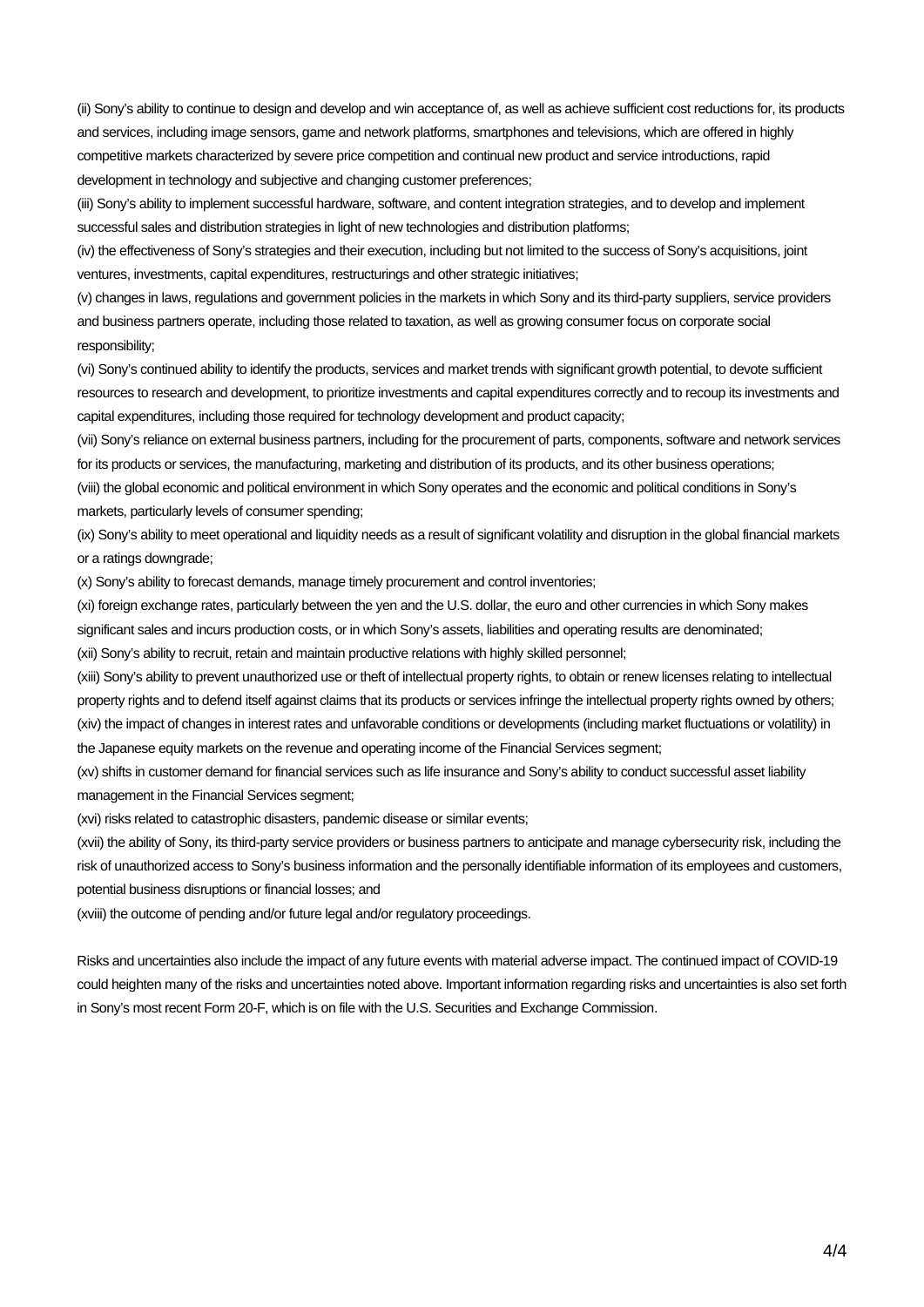(ii) Sony's ability to continue to design and develop and win acceptance of, as well as achieve sufficient cost reductions for, its products and services, including image sensors, game and network platforms, smartphones and televisions, which are offered in highly competitive markets characterized by severe price competition and continual new product and service introductions, rapid development in technology and subjective and changing customer preferences;

(iii) Sony's ability to implement successful hardware, software, and content integration strategies, and to develop and implement successful sales and distribution strategies in light of new technologies and distribution platforms;

(iv) the effectiveness of Sony's strategies and their execution, including but not limited to the success of Sony's acquisitions, joint ventures, investments, capital expenditures, restructurings and other strategic initiatives;

(v) changes in laws, regulations and government policies in the markets in which Sony and its third-party suppliers, service providers and business partners operate, including those related to taxation, as well as growing consumer focus on corporate social responsibility;

(vi) Sony's continued ability to identify the products, services and market trends with significant growth potential, to devote sufficient resources to research and development, to prioritize investments and capital expenditures correctly and to recoup its investments and capital expenditures, including those required for technology development and product capacity;

(vii) Sony's reliance on external business partners, including for the procurement of parts, components, software and network services for its products or services, the manufacturing, marketing and distribution of its products, and its other business operations;

(viii) the global economic and political environment in which Sony operates and the economic and political conditions in Sony's markets, particularly levels of consumer spending;

(ix) Sony's ability to meet operational and liquidity needs as a result of significant volatility and disruption in the global financial markets or a ratings downgrade;

(x) Sony's ability to forecast demands, manage timely procurement and control inventories;

(xi) foreign exchange rates, particularly between the yen and the U.S. dollar, the euro and other currencies in which Sony makes significant sales and incurs production costs, or in which Sony's assets, liabilities and operating results are denominated;

(xii) Sony's ability to recruit, retain and maintain productive relations with highly skilled personnel;

(xiii) Sony's ability to prevent unauthorized use or theft of intellectual property rights, to obtain or renew licenses relating to intellectual property rights and to defend itself against claims that its products or services infringe the intellectual property rights owned by others;

(xiv) the impact of changes in interest rates and unfavorable conditions or developments (including market fluctuations or volatility) in the Japanese equity markets on the revenue and operating income of the Financial Services segment;

(xv) shifts in customer demand for financial services such as life insurance and Sony's ability to conduct successful asset liability management in the Financial Services segment;

(xvi) risks related to catastrophic disasters, pandemic disease or similar events;

(xvii) the ability of Sony, its third-party service providers or business partners to anticipate and manage cybersecurity risk, including the risk of unauthorized access to Sony's business information and the personally identifiable information of its employees and customers, potential business disruptions or financial losses; and

(xviii) the outcome of pending and/or future legal and/or regulatory proceedings.

Risks and uncertainties also include the impact of any future events with material adverse impact. The continued impact of COVID-19 could heighten many of the risks and uncertainties noted above. Important information regarding risks and uncertainties is also set forth in Sony's most recent Form 20-F, which is on file with the U.S. Securities and Exchange Commission.